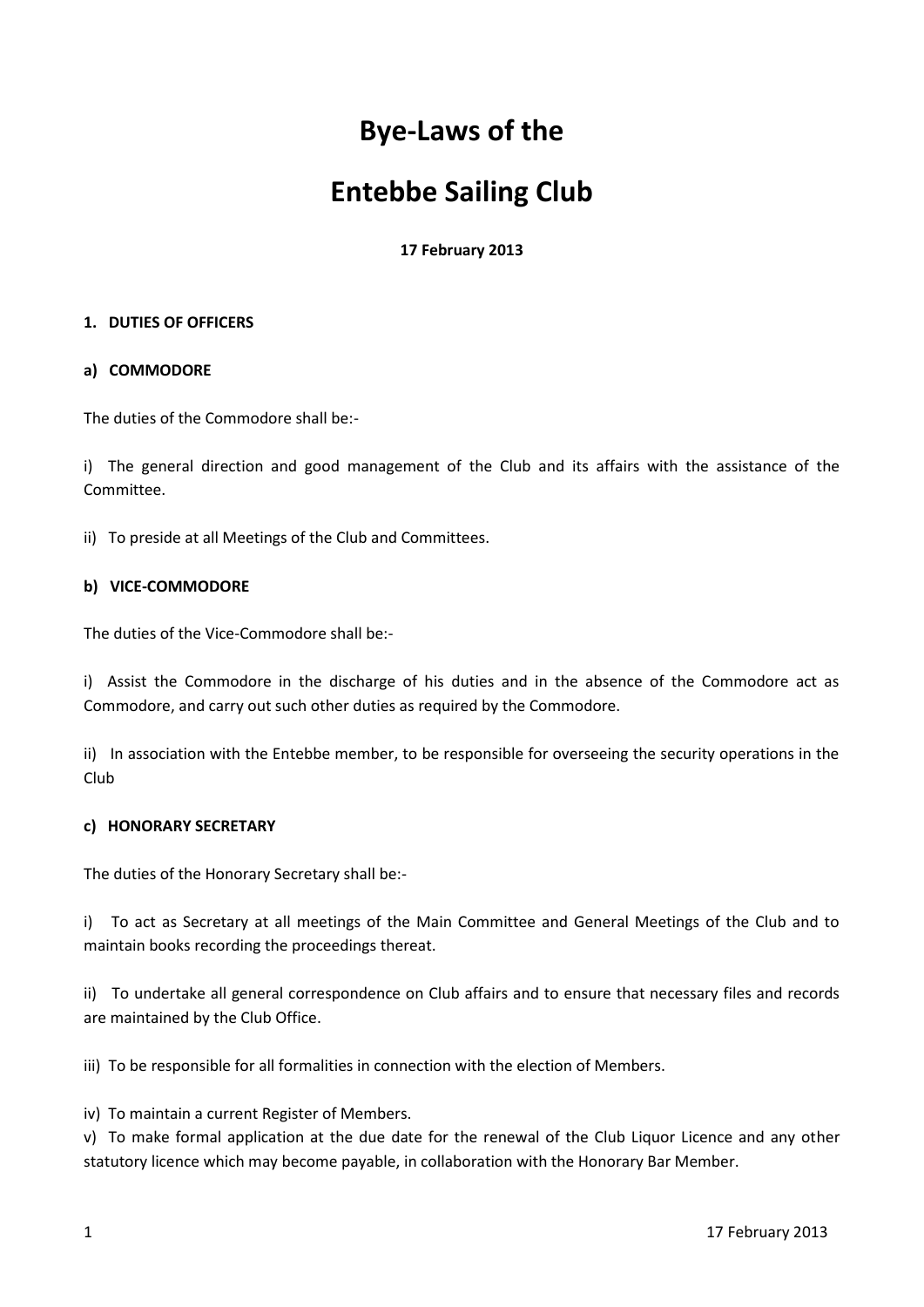# Bye-Laws of the

# Entebbe Sailing Club

**17 February 2013**

**1. DUTIES OF OFFICERS**

**a) COMMODORE**

The duties of the Commodore shall be:-

i) The general direction and good management of the Club and its affairs with the assistance of the Committee.

ii) To preside at all Meetings of the Club and Committees.

**b) VICE-COMMODORE**

The duties of the Vice-Commodore shall be:-

i) Assist the Commodore in the discharge of his duties and in the absence of the Commodore act as Commodore, and carry out such other duties as required by the Commodore.

ii) In association with the Entebbe member, to be responsible for overseeing the security operations in the Club

**c) HONORARY SECRETARY**

The duties of the Honorary Secretary shall be:-

i) To act as Secretary at all meetings of the Main Committee and General Meetings of the Club and to maintain books recording the proceedings thereat.

ii) To undertake all general correspondence on Club affairs and to ensure that necessary files and records are maintained by the Club Office.

iii) To be responsible for all formalities in connection with the election of Members.

iv) To maintain a current Register of Members.

v) To make formal application at the due date for the renewal of the Club Liquor Licence and any other statutory licence which may become payable, in collaboration with the Honorary Bar Member.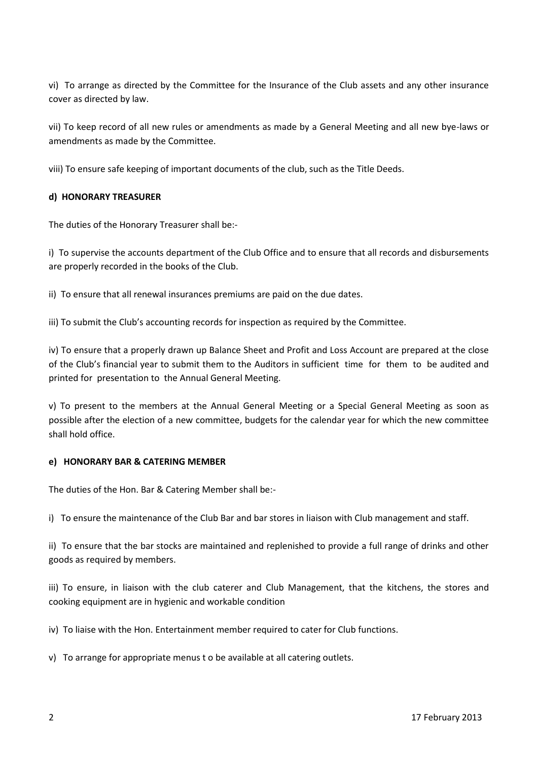vi) To arrange as directed by the Committee for the Insurance of the Club assets and any other insurance cover as directed by law.

vii) To keep record of all new rules or amendments as made by a General Meeting and all new bye-laws or amendments as made by the Committee.

viii) To ensure safe keeping of important documents of the club, such as the Title Deeds.

**d) HONORARY TREASURER**

The duties of the Honorary Treasurer shall be:-

i) To supervise the accounts department of the Club Office and to ensure that all records and disbursements are properly recorded in the books of the Club.

ii) To ensure that all renewal insurances premiums are paid on the due dates.

iii) To submit the Club's accounting records for inspection as required by the Committee.

iv) To ensure that a properly drawn up Balance Sheet and Profit and Loss Account are prepared at the close of the Club's financial year to submit them to the Auditors in sufficient time for them to be audited and printed for presentation to the Annual General Meeting.

v) To present to the members at the Annual General Meeting or a Special General Meeting as soon as possible after the election of a new committee, budgets for the calendar year for which the new committee shall hold office.

**e) HONORARY BAR & CATERING MEMBER**

The duties of the Hon. Bar & Catering Member shall be:-

i) To ensure the maintenance of the Club Bar and bar stores in liaison with Club management and staff.

ii) To ensure that the bar stocks are maintained and replenished to provide a full range of drinks and other goods as required by members.

iii) To ensure, in liaison with the club caterer and Club Management, that the kitchens, the stores and cooking equipment are in hygienic and workable condition

iv) To liaise with the Hon. Entertainment member required to cater for Club functions.

v) To arrange for appropriate menus t o be available at all catering outlets.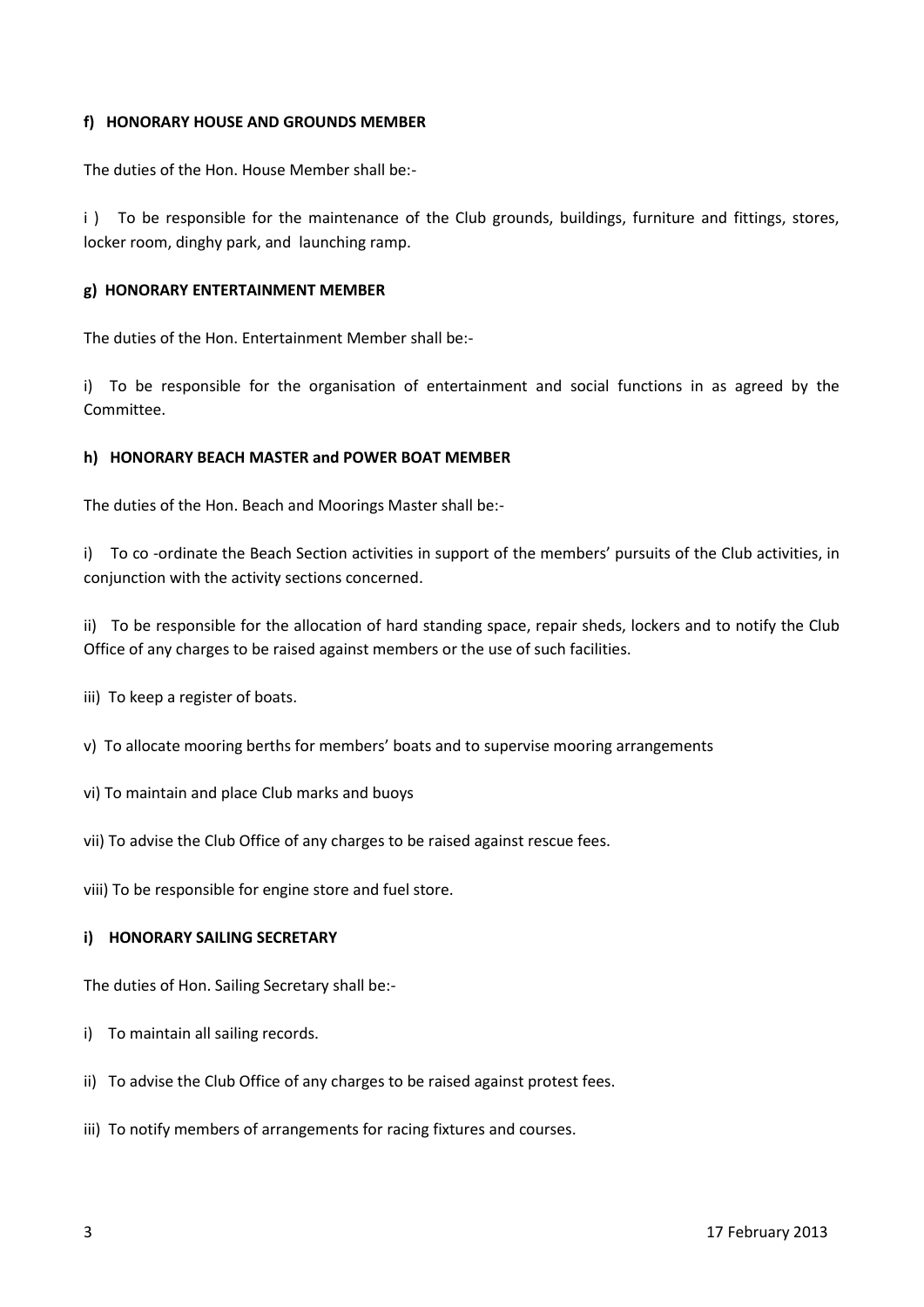#### f) HONORARY HOUSE AND GROUNDS MEMBER

The duties of the Hon. House Member shall be:-

i ) To be responsible for the maintenance of the Club grounds, buildings, furniture and fittings, stores, locker room, dinghy park, and launching ramp.

#### g) HONORARY ENTERTAINMENT MEMBER

The duties of the Hon. Entertainment Member shall be:-

i) To be responsible for the organisation of entertainment and social functions in as agreed by the Committee.

#### h) HONORARY BEACH MASTER and POWER BOAT MEMBER

The duties of the Hon. Beach and Moorings Master shall be:-

i) To co -ordinate the Beach Section activities in support of the members' pursuits of the Club activities, in conjunction with the activity sections concerned.

ii) To be responsible for the allocation of hard standing space, repair sheds, lockers and to notify the Club Office of any charges to be raised against members or the use of such facilities.

iii) To keep a register of boats.

v) To allocate mooring berths for members' boats and to supervise mooring arrangements

vi) To maintain and place Club marks and buoys

vii) To advise the Club Office of any charges to be raised against rescue fees.

viii) To be responsible for engine store and fuel store.

#### i) HONORARY SAILING SECRETARY

The duties of Hon. Sailing Secretary shall be:-

i) To maintain all sailing records.

ii) To advise the Club Office of any charges to be raised against protest fees.

iii) To notify members of arrangements for racing fixtures and courses.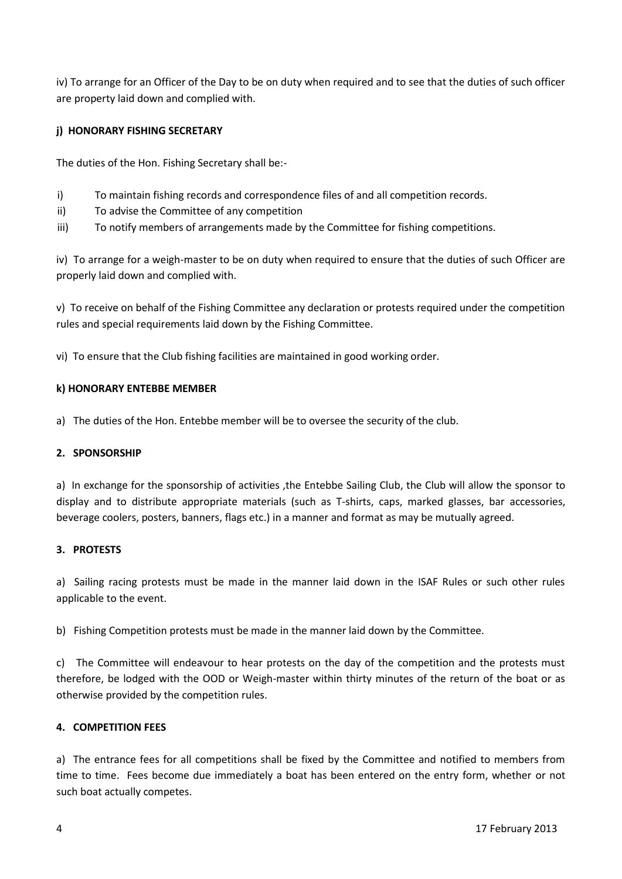iv) To arrange for an Officer of the Day to be on duty when required and to see that the duties of such officer are property laid down and complied with.

**j) HONORARY FISHING SECRETARY**

The duties of the Hon. Fishing Secretary shall be:-

i) To maintain fishing records and correspondence files of and all competition records.
ii) To advise the Committee of any competition
iii) To notify members of arrangements made by the Committee for fishing competitions.

iv) To arrange for a weigh-master to be on duty when required to ensure that the duties of such Officer are properly laid down and complied with.

v) To receive on behalf of the Fishing Committee any declaration or protests required under the competition rules and special requirements laid down by the Fishing Committee.

vi) To ensure that the Club fishing facilities are maintained in good working order.

**k) HONORARY ENTEBBE MEMBER**

a) The duties of the Hon. Entebbe member will be to oversee the security of the club.

**2. SPONSORSHIP**

a) In exchange for the sponsorship of activities ,the Entebbe Sailing Club, the Club will allow the sponsor to display and to distribute appropriate materials (such as T-shirts, caps, marked glasses, bar accessories, beverage coolers, posters, banners, flags etc.) in a manner and format as may be mutually agreed.

**3. PROTESTS**

a) Sailing racing protests must be made in the manner laid down in the ISAF Rules or such other rules applicable to the event.

b) Fishing Competition protests must be made in the manner laid down by the Committee.

c) The Committee will endeavour to hear protests on the day of the competition and the protests must therefore, be lodged with the OOD or Weigh-master within thirty minutes of the return of the boat or as otherwise provided by the competition rules.

**4. COMPETITION FEES**

a) The entrance fees for all competitions shall be fixed by the Committee and notified to members from time to time. Fees become due immediately a boat has been entered on the entry form, whether or not such boat actually competes.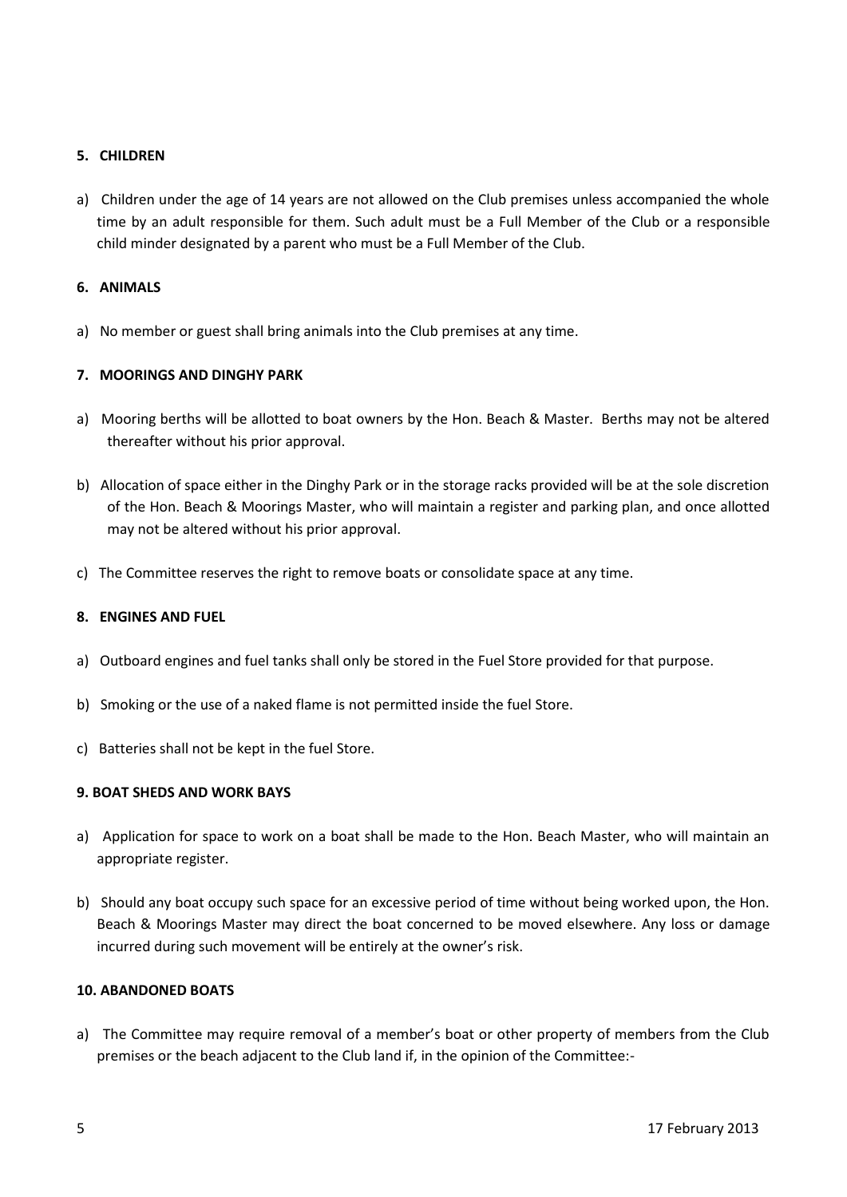### 5. CHILDREN

a) Children under the age of 14 years are not allowed on the Club premises unless accompanied the whole time by an adult responsible for them. Such adult must be a Full Member of the Club or a responsible child minder designated by a parent who must be a Full Member of the Club.

### 6. ANIMALS

a) No member or guest shall bring animals into the Club premises at any time.

### 7. MOORINGS AND DINGHY PARK

a) Mooring berths will be allotted to boat owners by the Hon. Beach & Master. Berths may not be altered thereafter without his prior approval.

b) Allocation of space either in the Dinghy Park or in the storage racks provided will be at the sole discretion of the Hon. Beach & Moorings Master, who will maintain a register and parking plan, and once allotted may not be altered without his prior approval.

c) The Committee reserves the right to remove boats or consolidate space at any time.

### 8. ENGINES AND FUEL

a) Outboard engines and fuel tanks shall only be stored in the Fuel Store provided for that purpose.

b) Smoking or the use of a naked flame is not permitted inside the fuel Store.

c) Batteries shall not be kept in the fuel Store.

### 9. BOAT SHEDS AND WORK BAYS

a) Application for space to work on a boat shall be made to the Hon. Beach Master, who will maintain an appropriate register.

b) Should any boat occupy such space for an excessive period of time without being worked upon, the Hon. Beach & Moorings Master may direct the boat concerned to be moved elsewhere. Any loss or damage incurred during such movement will be entirely at the owner's risk.

### 10. ABANDONED BOATS

a) The Committee may require removal of a member's boat or other property of members from the Club premises or the beach adjacent to the Club land if, in the opinion of the Committee:-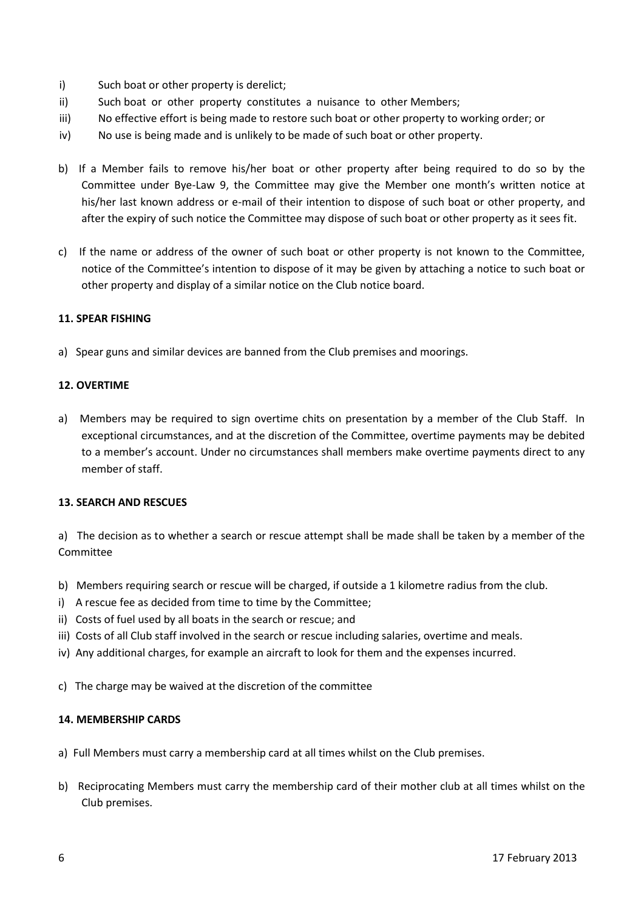i) Such boat or other property is derelict;
ii) Such boat or other property constitutes a nuisance to other Members;
iii) No effective effort is being made to restore such boat or other property to working order; or
iv) No use is being made and is unlikely to be made of such boat or other property.

b) If a Member fails to remove his/her boat or other property after being required to do so by the Committee under Bye-Law 9, the Committee may give the Member one month's written notice at his/her last known address or e-mail of their intention to dispose of such boat or other property, and after the expiry of such notice the Committee may dispose of such boat or other property as it sees fit.

c) If the name or address of the owner of such boat or other property is not known to the Committee, notice of the Committee's intention to dispose of it may be given by attaching a notice to such boat or other property and display of a similar notice on the Club notice board.

**11. SPEAR FISHING**

a) Spear guns and similar devices are banned from the Club premises and moorings.

**12. OVERTIME**

a) Members may be required to sign overtime chits on presentation by a member of the Club Staff. In exceptional circumstances, and at the discretion of the Committee, overtime payments may be debited to a member's account. Under no circumstances shall members make overtime payments direct to any member of staff.

**13. SEARCH AND RESCUES**

a) The decision as to whether a search or rescue attempt shall be made shall be taken by a member of the Committee

b) Members requiring search or rescue will be charged, if outside a 1 kilometre radius from the club.
i) A rescue fee as decided from time to time by the Committee;
ii) Costs of fuel used by all boats in the search or rescue; and
iii) Costs of all Club staff involved in the search or rescue including salaries, overtime and meals.
iv) Any additional charges, for example an aircraft to look for them and the expenses incurred.

c) The charge may be waived at the discretion of the committee

**14. MEMBERSHIP CARDS**

a) Full Members must carry a membership card at all times whilst on the Club premises.

b) Reciprocating Members must carry the membership card of their mother club at all times whilst on the Club premises.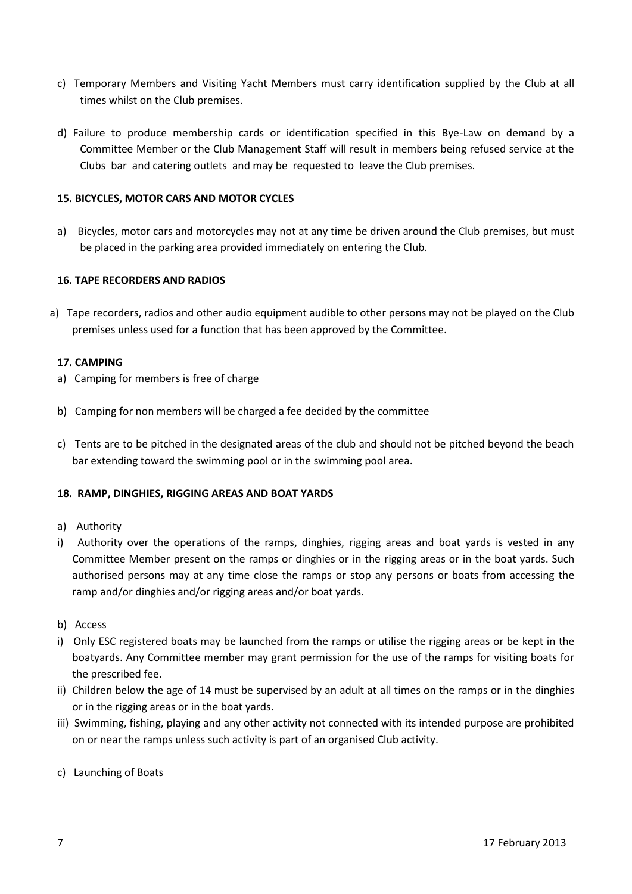c) Temporary Members and Visiting Yacht Members must carry identification supplied by the Club at all times whilst on the Club premises.

d) Failure to produce membership cards or identification specified in this Bye-Law on demand by a Committee Member or the Club Management Staff will result in members being refused service at the Clubs bar and catering outlets and may be requested to leave the Club premises.

**15. BICYCLES, MOTOR CARS AND MOTOR CYCLES**

a) Bicycles, motor cars and motorcycles may not at any time be driven around the Club premises, but must be placed in the parking area provided immediately on entering the Club.

**16. TAPE RECORDERS AND RADIOS**

a) Tape recorders, radios and other audio equipment audible to other persons may not be played on the Club premises unless used for a function that has been approved by the Committee.

**17. CAMPING**

a) Camping for members is free of charge

b) Camping for non members will be charged a fee decided by the committee

c) Tents are to be pitched in the designated areas of the club and should not be pitched beyond the beach bar extending toward the swimming pool or in the swimming pool area.

**18. RAMP, DINGHIES, RIGGING AREAS AND BOAT YARDS**

a) Authority

i) Authority over the operations of the ramps, dinghies, rigging areas and boat yards is vested in any Committee Member present on the ramps or dinghies or in the rigging areas or in the boat yards. Such authorised persons may at any time close the ramps or stop any persons or boats from accessing the ramp and/or dinghies and/or rigging areas and/or boat yards.

b) Access

i) Only ESC registered boats may be launched from the ramps or utilise the rigging areas or be kept in the boatyards. Any Committee member may grant permission for the use of the ramps for visiting boats for the prescribed fee.

ii) Children below the age of 14 must be supervised by an adult at all times on the ramps or in the dinghies or in the rigging areas or in the boat yards.

iii) Swimming, fishing, playing and any other activity not connected with its intended purpose are prohibited on or near the ramps unless such activity is part of an organised Club activity.

c) Launching of Boats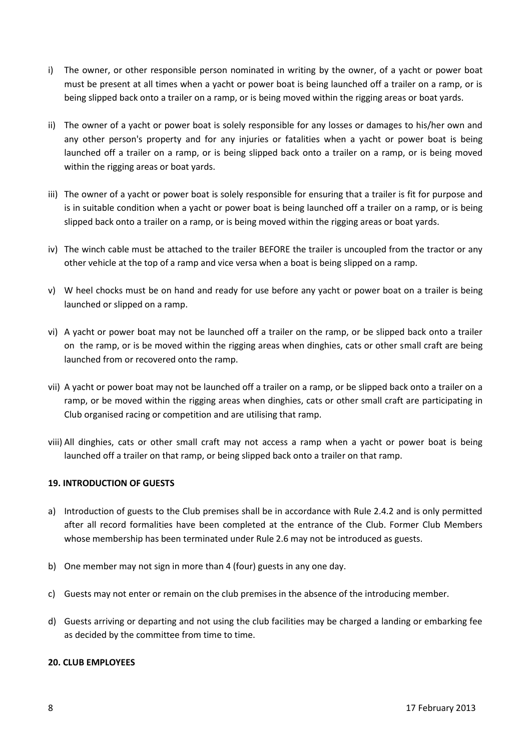i) The owner, or other responsible person nominated in writing by the owner, of a yacht or power boat must be present at all times when a yacht or power boat is being launched off a trailer on a ramp, or is being slipped back onto a trailer on a ramp, or is being moved within the rigging areas or boat yards.

ii) The owner of a yacht or power boat is solely responsible for any losses or damages to his/her own and any other person's property and for any injuries or fatalities when a yacht or power boat is being launched off a trailer on a ramp, or is being slipped back onto a trailer on a ramp, or is being moved within the rigging areas or boat yards.

iii) The owner of a yacht or power boat is solely responsible for ensuring that a trailer is fit for purpose and is in suitable condition when a yacht or power boat is being launched off a trailer on a ramp, or is being slipped back onto a trailer on a ramp, or is being moved within the rigging areas or boat yards.

iv) The winch cable must be attached to the trailer BEFORE the trailer is uncoupled from the tractor or any other vehicle at the top of a ramp and vice versa when a boat is being slipped on a ramp.

v) W heel chocks must be on hand and ready for use before any yacht or power boat on a trailer is being launched or slipped on a ramp.

vi) A yacht or power boat may not be launched off a trailer on the ramp, or be slipped back onto a trailer on the ramp, or is be moved within the rigging areas when dinghies, cats or other small craft are being launched from or recovered onto the ramp.

vii) A yacht or power boat may not be launched off a trailer on a ramp, or be slipped back onto a trailer on a ramp, or be moved within the rigging areas when dinghies, cats or other small craft are participating in Club organised racing or competition and are utilising that ramp.

viii) All dinghies, cats or other small craft may not access a ramp when a yacht or power boat is being launched off a trailer on that ramp, or being slipped back onto a trailer on that ramp.

**19. INTRODUCTION OF GUESTS**

a) Introduction of guests to the Club premises shall be in accordance with Rule 2.4.2 and is only permitted after all record formalities have been completed at the entrance of the Club. Former Club Members whose membership has been terminated under Rule 2.6 may not be introduced as guests.

b) One member may not sign in more than 4 (four) guests in any one day.

c) Guests may not enter or remain on the club premises in the absence of the introducing member.

d) Guests arriving or departing and not using the club facilities may be charged a landing or embarking fee as decided by the committee from time to time.

**20. CLUB EMPLOYEES**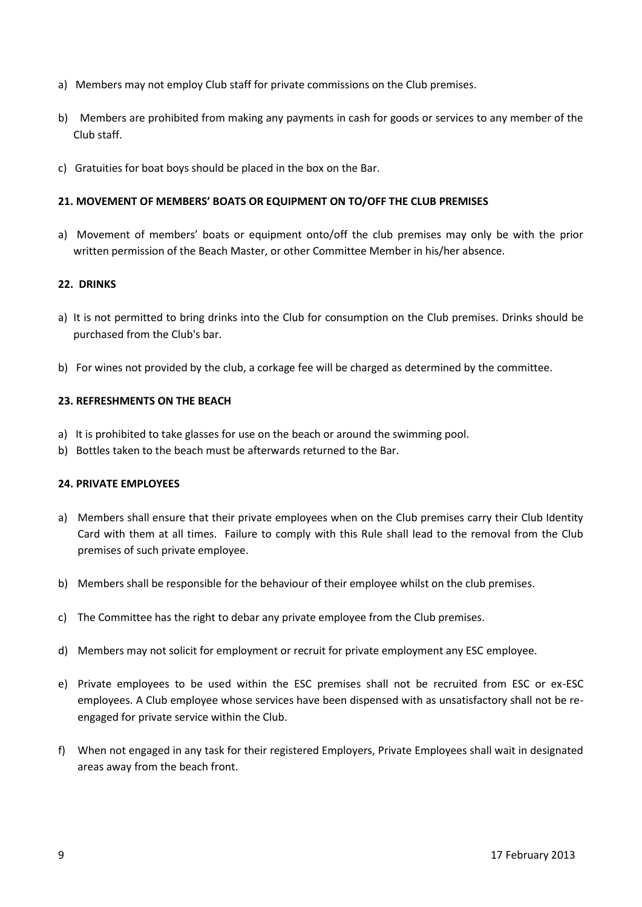a) Members may not employ Club staff for private commissions on the Club premises.

b) Members are prohibited from making any payments in cash for goods or services to any member of the Club staff.

c) Gratuities for boat boys should be placed in the box on the Bar.

**21. MOVEMENT OF MEMBERS' BOATS OR EQUIPMENT ON TO/OFF THE CLUB PREMISES**

a) Movement of members' boats or equipment onto/off the club premises may only be with the prior written permission of the Beach Master, or other Committee Member in his/her absence.

**22. DRINKS**

a) It is not permitted to bring drinks into the Club for consumption on the Club premises. Drinks should be purchased from the Club's bar.

b) For wines not provided by the club, a corkage fee will be charged as determined by the committee.

**23. REFRESHMENTS ON THE BEACH**

a) It is prohibited to take glasses for use on the beach or around the swimming pool.
b) Bottles taken to the beach must be afterwards returned to the Bar.

**24. PRIVATE EMPLOYEES**

a) Members shall ensure that their private employees when on the Club premises carry their Club Identity Card with them at all times. Failure to comply with this Rule shall lead to the removal from the Club premises of such private employee.

b) Members shall be responsible for the behaviour of their employee whilst on the club premises.

c) The Committee has the right to debar any private employee from the Club premises.

d) Members may not solicit for employment or recruit for private employment any ESC employee.

e) Private employees to be used within the ESC premises shall not be recruited from ESC or ex-ESC employees. A Club employee whose services have been dispensed with as unsatisfactory shall not be re-engaged for private service within the Club.

f) When not engaged in any task for their registered Employers, Private Employees shall wait in designated areas away from the beach front.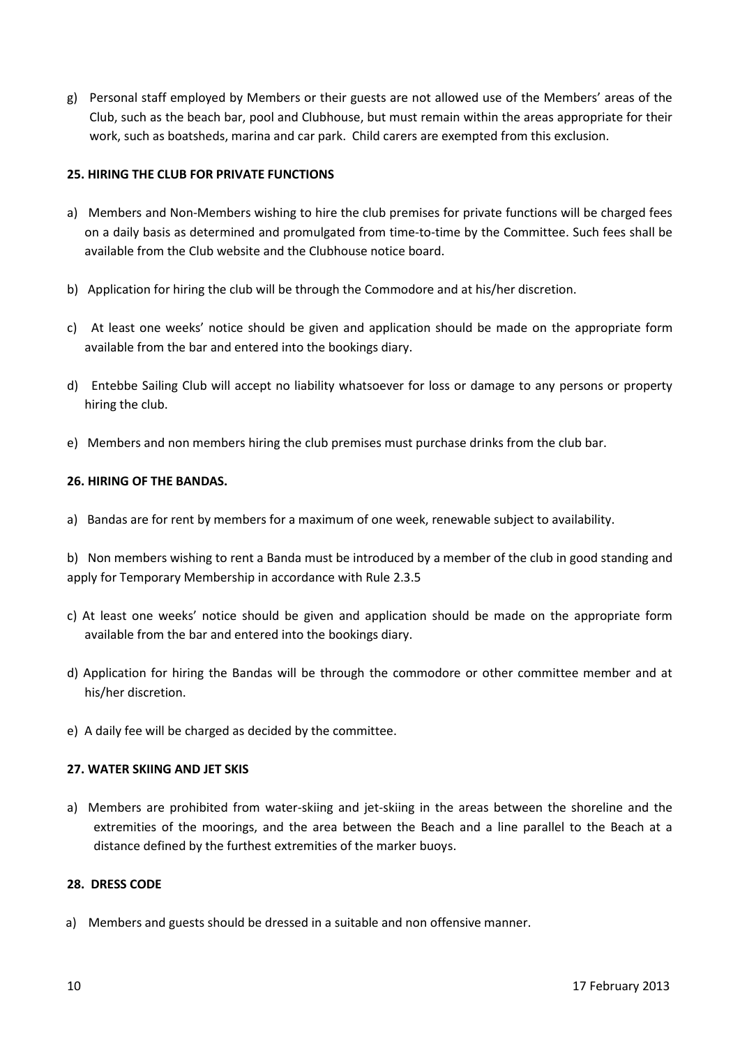g) Personal staff employed by Members or their guests are not allowed use of the Members' areas of the Club, such as the beach bar, pool and Clubhouse, but must remain within the areas appropriate for their work, such as boatsheds, marina and car park. Child carers are exempted from this exclusion.

**25. HIRING THE CLUB FOR PRIVATE FUNCTIONS**

a) Members and Non-Members wishing to hire the club premises for private functions will be charged fees on a daily basis as determined and promulgated from time-to-time by the Committee. Such fees shall be available from the Club website and the Clubhouse notice board.

b) Application for hiring the club will be through the Commodore and at his/her discretion.

c) At least one weeks' notice should be given and application should be made on the appropriate form available from the bar and entered into the bookings diary.

d) Entebbe Sailing Club will accept no liability whatsoever for loss or damage to any persons or property hiring the club.

e) Members and non members hiring the club premises must purchase drinks from the club bar.

**26. HIRING OF THE BANDAS.**

a) Bandas are for rent by members for a maximum of one week, renewable subject to availability.

b) Non members wishing to rent a Banda must be introduced by a member of the club in good standing and apply for Temporary Membership in accordance with Rule 2.3.5

c) At least one weeks' notice should be given and application should be made on the appropriate form available from the bar and entered into the bookings diary.

d) Application for hiring the Bandas will be through the commodore or other committee member and at his/her discretion.

e) A daily fee will be charged as decided by the committee.

**27. WATER SKIING AND JET SKIS**

a) Members are prohibited from water-skiing and jet-skiing in the areas between the shoreline and the extremities of the moorings, and the area between the Beach and a line parallel to the Beach at a distance defined by the furthest extremities of the marker buoys.

**28. DRESS CODE**

a) Members and guests should be dressed in a suitable and non offensive manner.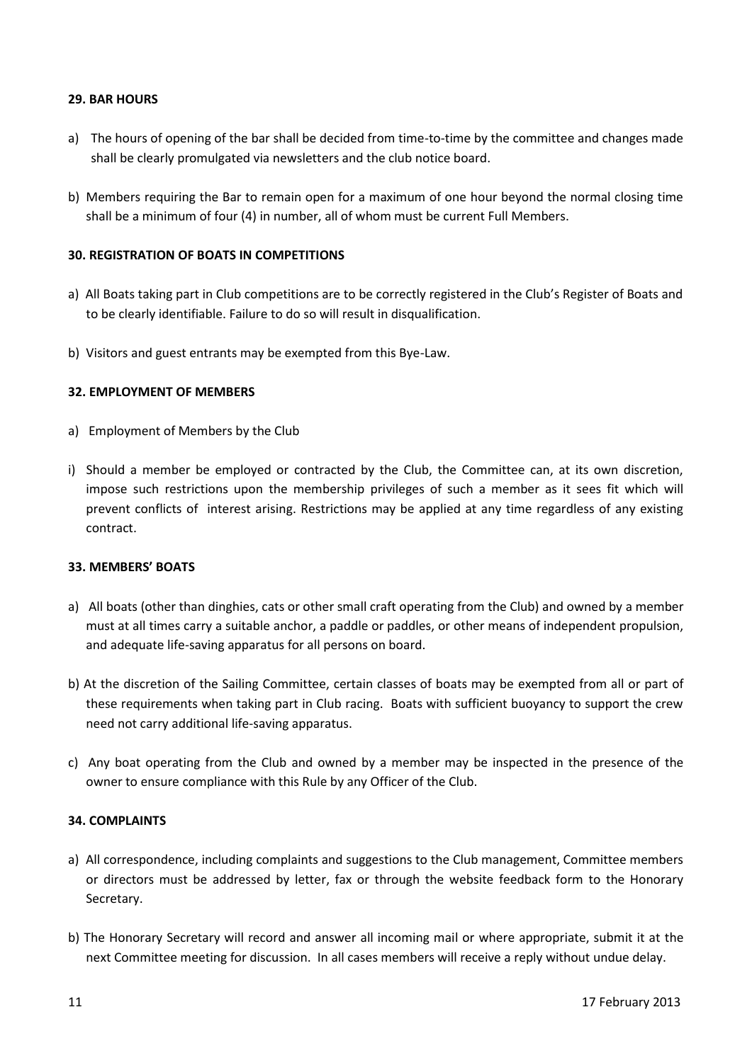**29. BAR HOURS**

a) The hours of opening of the bar shall be decided from time-to-time by the committee and changes made shall be clearly promulgated via newsletters and the club notice board.

b) Members requiring the Bar to remain open for a maximum of one hour beyond the normal closing time shall be a minimum of four (4) in number, all of whom must be current Full Members.

**30. REGISTRATION OF BOATS IN COMPETITIONS**

a) All Boats taking part in Club competitions are to be correctly registered in the Club's Register of Boats and to be clearly identifiable. Failure to do so will result in disqualification.

b) Visitors and guest entrants may be exempted from this Bye-Law.

**32. EMPLOYMENT OF MEMBERS**

a) Employment of Members by the Club

i) Should a member be employed or contracted by the Club, the Committee can, at its own discretion, impose such restrictions upon the membership privileges of such a member as it sees fit which will prevent conflicts of interest arising. Restrictions may be applied at any time regardless of any existing contract.

**33. MEMBERS' BOATS**

a) All boats (other than dinghies, cats or other small craft operating from the Club) and owned by a member must at all times carry a suitable anchor, a paddle or paddles, or other means of independent propulsion, and adequate life-saving apparatus for all persons on board.

b) At the discretion of the Sailing Committee, certain classes of boats may be exempted from all or part of these requirements when taking part in Club racing. Boats with sufficient buoyancy to support the crew need not carry additional life-saving apparatus.

c) Any boat operating from the Club and owned by a member may be inspected in the presence of the owner to ensure compliance with this Rule by any Officer of the Club.

**34. COMPLAINTS**

a) All correspondence, including complaints and suggestions to the Club management, Committee members or directors must be addressed by letter, fax or through the website feedback form to the Honorary Secretary.

b) The Honorary Secretary will record and answer all incoming mail or where appropriate, submit it at the next Committee meeting for discussion. In all cases members will receive a reply without undue delay.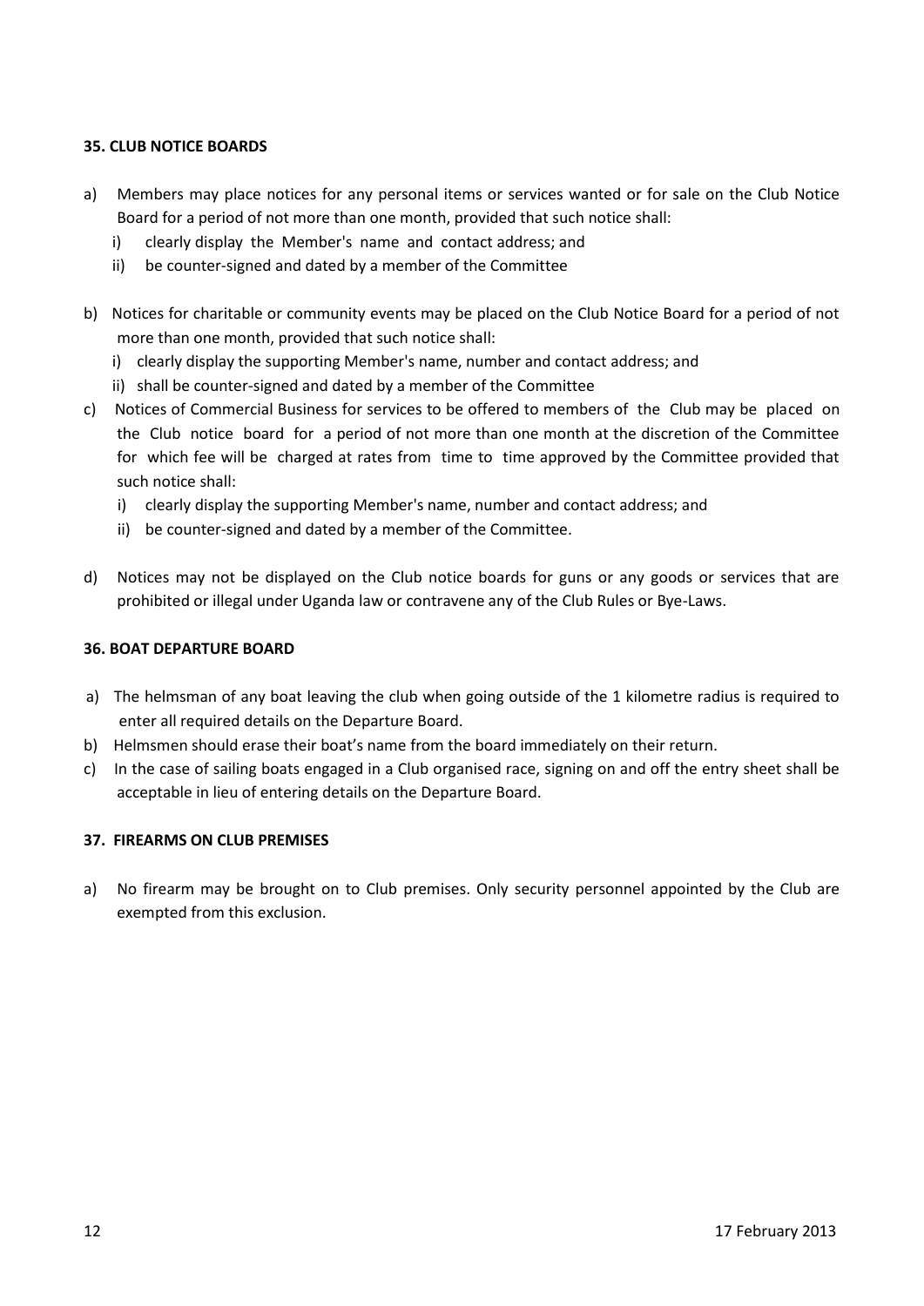### 35. CLUB NOTICE BOARDS

a) Members may place notices for any personal items or services wanted or for sale on the Club Notice Board for a period of not more than one month, provided that such notice shall:
   i) clearly display the Member's name and contact address; and
   ii) be counter-signed and dated by a member of the Committee

b) Notices for charitable or community events may be placed on the Club Notice Board for a period of not more than one month, provided that such notice shall:
   i) clearly display the supporting Member's name, number and contact address; and
   ii) shall be counter-signed and dated by a member of the Committee

c) Notices of Commercial Business for services to be offered to members of the Club may be placed on the Club notice board for a period of not more than one month at the discretion of the Committee for which fee will be charged at rates from time to time approved by the Committee provided that such notice shall:
   i) clearly display the supporting Member's name, number and contact address; and
   ii) be counter-signed and dated by a member of the Committee.

d) Notices may not be displayed on the Club notice boards for guns or any goods or services that are prohibited or illegal under Uganda law or contravene any of the Club Rules or Bye-Laws.

### 36. BOAT DEPARTURE BOARD

a) The helmsman of any boat leaving the club when going outside of the 1 kilometre radius is required to enter all required details on the Departure Board.
b) Helmsmen should erase their boat's name from the board immediately on their return.
c) In the case of sailing boats engaged in a Club organised race, signing on and off the entry sheet shall be acceptable in lieu of entering details on the Departure Board.

### 37. FIREARMS ON CLUB PREMISES

a) No firearm may be brought on to Club premises. Only security personnel appointed by the Club are exempted from this exclusion.